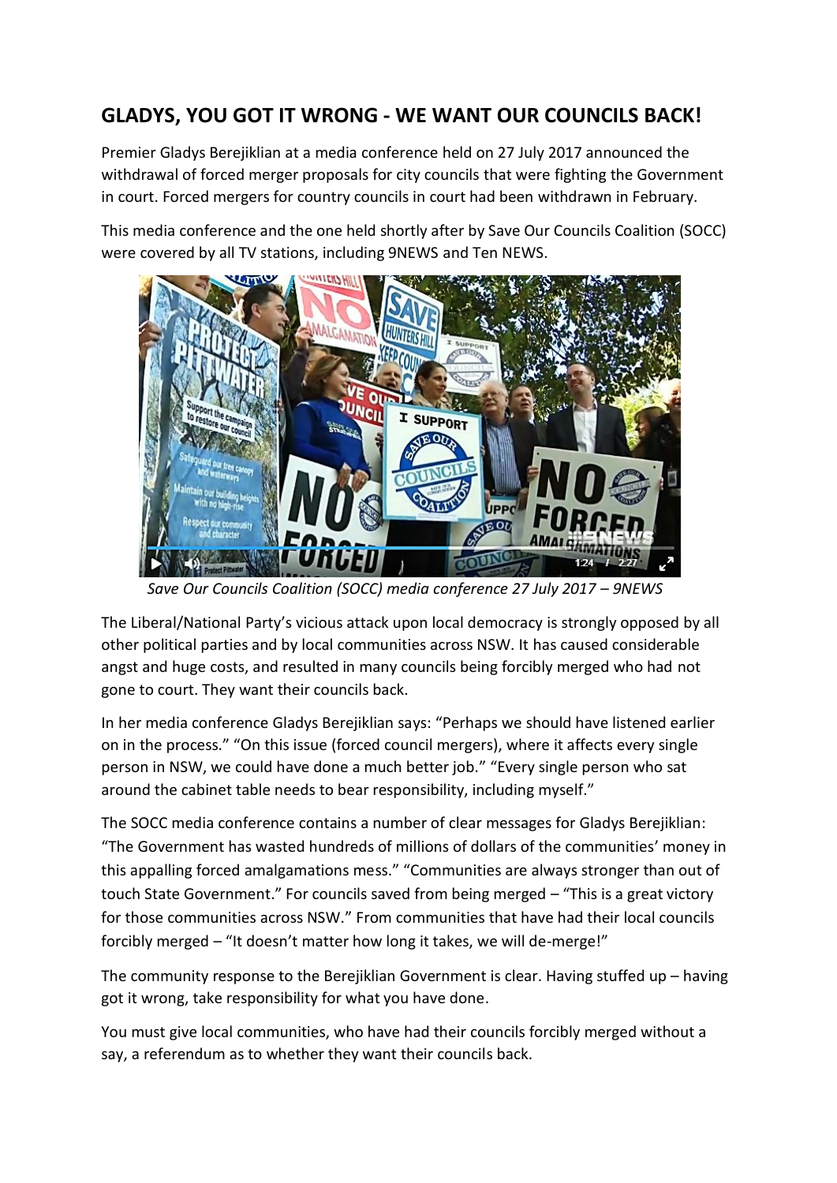# GLADYS, YOU GOT IT WRONG - WE WANT OUR COUNCILS BACK!

Premier Gladys Berejiklian at a media conference held on 27 July 2017 announced the withdrawal of forced merger proposals for city councils that were fighting the Government in court. Forced mergers for country councils in court had been withdrawn in February.

This media conference and the one held shortly after by Save Our Councils Coalition (SOCC) were covered by all TV stations, including 9NEWS and Ten NEWS.

*Save Our Councils Coalition (SOCC) media conference 27 July 2017 – 9NEWS*

The Liberal/National Party's vicious attack upon local democracy is strongly opposed by all other political parties and by local communities across NSW. It has caused considerable angst and huge costs, and resulted in many councils being forcibly merged who had not gone to court. They want their councils back.

In her media conference Gladys Berejiklian says: "Perhaps we should have listened earlier on in the process." "On this issue (forced council mergers), where it affects every single person in NSW, we could have done a much better job." "Every single person who sat around the cabinet table needs to bear responsibility, including myself."

The SOCC media conference contains a number of clear messages for Gladys Berejiklian: "The Government has wasted hundreds of millions of dollars of the communities' money in this appalling forced amalgamations mess." "Communities are always stronger than out of touch State Government." For councils saved from being merged – "This is a great victory for those communities across NSW." From communities that have had their local councils forcibly merged – "It doesn't matter how long it takes, we will de-merge!"

The community response to the Berejiklian Government is clear. Having stuffed up – having got it wrong, take responsibility for what you have done.

You must give local communities, who have had their councils forcibly merged without a say, a referendum as to whether they want their councils back.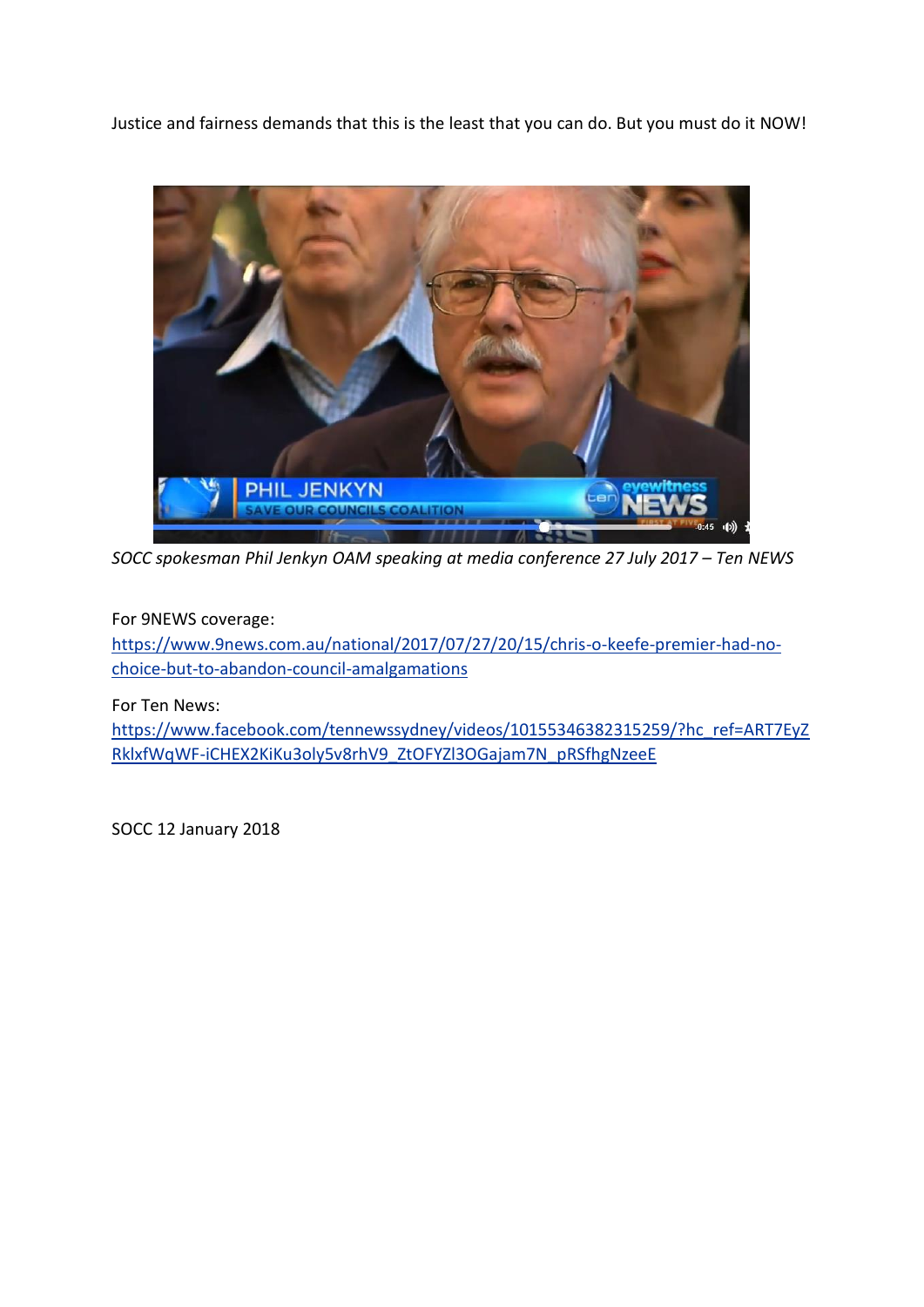Justice and fairness demands that this is the least that you can do. But you must do it NOW!

*SOCC spokesman Phil Jenkyn OAM speaking at media conference 27 July 2017 – Ten NEWS*

For 9NEWS coverage:
https://www.9news.com.au/national/2017/07/27/20/15/chris-o-keefe-premier-had-no-choice-but-to-abandon-council-amalgamations

For Ten News:
https://www.facebook.com/tennewssydney/videos/10155346382315259/?hc_ref=ART7EyZRklxfWqWF-iCHEX2KiKu3oly5v8rhV9_ZtOFYZl3OGajam7N_pRSfhgNzeeE

SOCC 12 January 2018